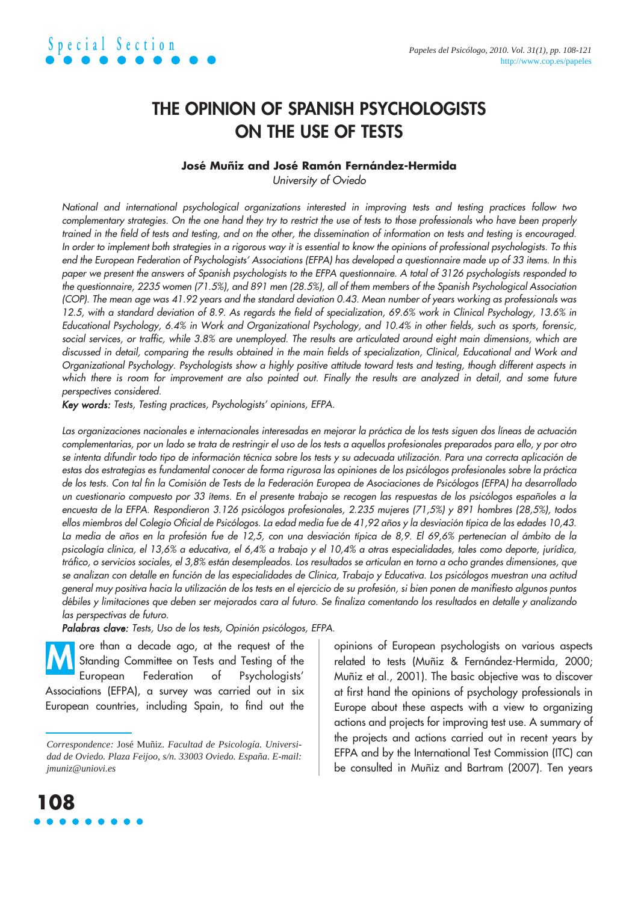Special Section

# THE OPINION OF SPANISH PSYCHOLOGISTS ON THE USE OF TESTS

**José Muñiz and José Ramón Fernández-Hermida**

*University of Oviedo*

*National and international psychological organizations interested in improving tests and testing practices follow two complementary strategies. On the one hand they try to restrict the use of tests to those professionals who have been properly trained in the field of tests and testing, and on the other, the dissemination of information on tests and testing is encouraged. In order to implement both strategies in a rigorous way it is essential to know the opinions of professional psychologists. To this end the European Federation of Psychologists' Associations (EFPA) has developed a questionnaire made up of 33 items. In this paper we present the answers of Spanish psychologists to the EFPA questionnaire. A total of 3126 psychologists responded to the questionnaire, 2235 women (71.5%), and 891 men (28.5%), all of them members of the Spanish Psychological Association (COP). The mean age was 41.92 years and the standard deviation 0.43. Mean number of years working as professionals was 12.5, with a standard deviation of 8.9. As regards the field of specialization, 69.6% work in Clinical Psychology, 13.6% in Educational Psychology, 6.4% in Work and Organizational Psychology, and 10.4% in other fields, such as sports, forensic, social services, or traffic, while 3.8% are unemployed. The results are articulated around eight main dimensions, which are discussed in detail, comparing the results obtained in the main fields of specialization, Clinical, Educational and Work and Organizational Psychology. Psychologists show a highly positive attitude toward tests and testing, though different aspects in which there is room for improvement are also pointed out. Finally the results are analyzed in detail, and some future perspectives considered.*

***Key words:*** *Tests, Testing practices, Psychologists' opinions, EFPA.*

*Las organizaciones nacionales e internacionales interesadas en mejorar la práctica de los tests siguen dos líneas de actuación complementarias, por un lado se trata de restringir el uso de los tests a aquellos profesionales preparados para ello, y por otro se intenta difundir todo tipo de información técnica sobre los tests y su adecuada utilización. Para una correcta aplicación de estas dos estrategias es fundamental conocer de forma rigurosa las opiniones de los psicólogos profesionales sobre la práctica de los tests. Con tal fin la Comisión de Tests de la Federación Europea de Asociaciones de Psicólogos (EFPA) ha desarrollado un cuestionario compuesto por 33 ítems. En el presente trabajo se recogen las respuestas de los psicólogos españoles a la encuesta de la EFPA. Respondieron 3.126 psicólogos profesionales, 2.235 mujeres (71,5%) y 891 hombres (28,5%), todos ellos miembros del Colegio Oficial de Psicólogos. La edad media fue de 41,92 años y la desviación típica de las edades 10,43. La media de años en la profesión fue de 12,5, con una desviación típica de 8,9. El 69,6% pertenecían al ámbito de la psicología clínica, el 13,6% a educativa, el 6,4% a trabajo y el 10,4% a otras especialidades, tales como deporte, jurídica, tráfico, o servicios sociales, el 3,8% están desempleados. Los resultados se articulan en torno a ocho grandes dimensiones, que se analizan con detalle en función de las especialidades de Clínica, Trabajo y Educativa. Los psicólogos muestran una actitud general muy positiva hacia la utilización de los tests en el ejercicio de su profesión, si bien ponen de manifiesto algunos puntos débiles y limitaciones que deben ser mejorados cara al futuro. Se finaliza comentando los resultados en detalle y analizando las perspectivas de futuro.*

***Palabras clave:*** *Tests, Uso de los tests, Opinión psicólogos, EFPA.*

More than a decade ago, at the request of the Standing Committee on Tests and Testing of the European Federation of Psychologists' Associations (EFPA), a survey was carried out in six European countries, including Spain, to find out the opinions of European psychologists on various aspects related to tests (Muñiz & Fernández-Hermida, 2000; Muñiz et al., 2001). The basic objective was to discover at first hand the opinions of psychology professionals in Europe about these aspects with a view to organizing actions and projects for improving test use. A summary of the projects and actions carried out in recent years by EFPA and by the International Test Commission (ITC) can be consulted in Muñiz and Bartram (2007). Ten years

*Correspondence:* José Muñiz. *Facultad de Psicología. Universidad de Oviedo. Plaza Feijoo, s/n. 33003 Oviedo. España. E-mail: jmuniz@uniovi.es*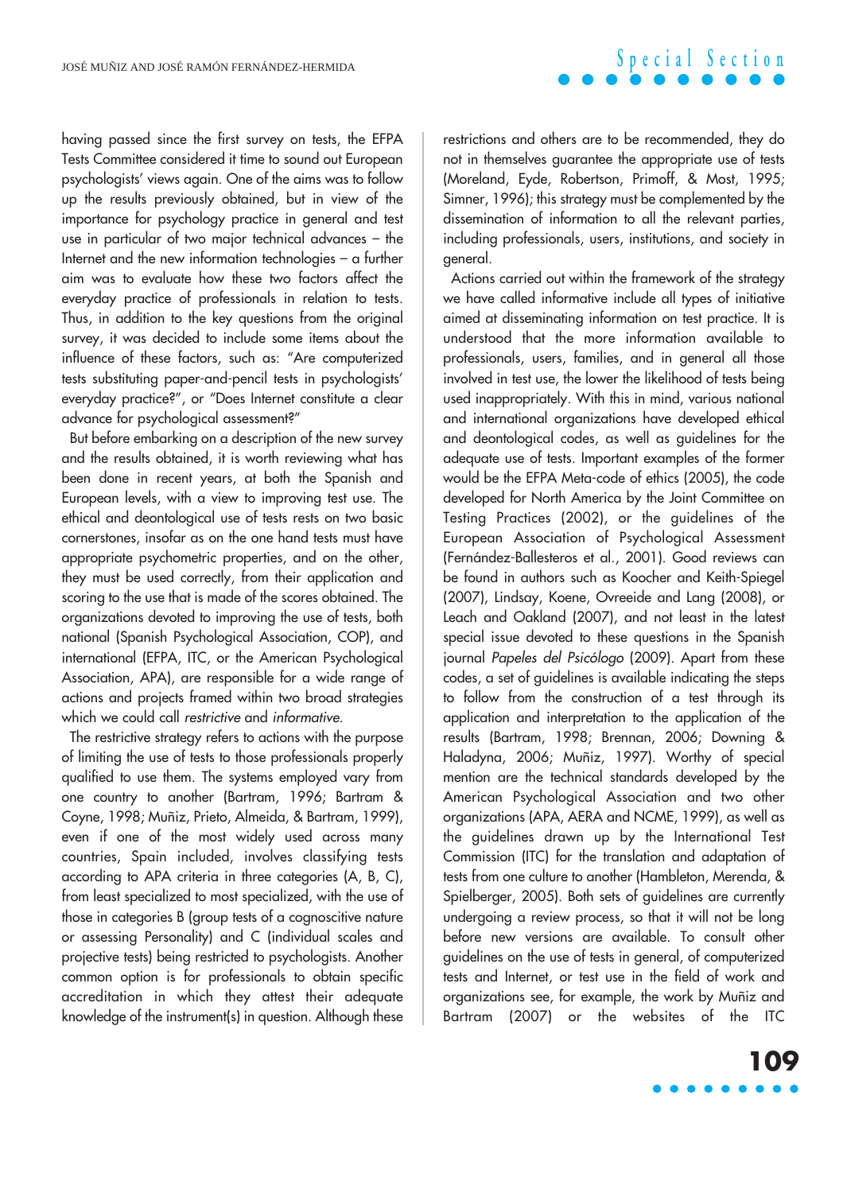having passed since the first survey on tests, the EFPA Tests Committee considered it time to sound out European psychologists' views again. One of the aims was to follow up the results previously obtained, but in view of the importance for psychology practice in general and test use in particular of two major technical advances – the Internet and the new information technologies – a further aim was to evaluate how these two factors affect the everyday practice of professionals in relation to tests. Thus, in addition to the key questions from the original survey, it was decided to include some items about the influence of these factors, such as: "Are computerized tests substituting paper-and-pencil tests in psychologists' everyday practice?", or "Does Internet constitute a clear advance for psychological assessment?"

But before embarking on a description of the new survey and the results obtained, it is worth reviewing what has been done in recent years, at both the Spanish and European levels, with a view to improving test use. The ethical and deontological use of tests rests on two basic cornerstones, insofar as on the one hand tests must have appropriate psychometric properties, and on the other, they must be used correctly, from their application and scoring to the use that is made of the scores obtained. The organizations devoted to improving the use of tests, both national (Spanish Psychological Association, COP), and international (EFPA, ITC, or the American Psychological Association, APA), are responsible for a wide range of actions and projects framed within two broad strategies which we could call *restrictive* and *informative*.

The restrictive strategy refers to actions with the purpose of limiting the use of tests to those professionals properly qualified to use them. The systems employed vary from one country to another (Bartram, 1996; Bartram & Coyne, 1998; Muñiz, Prieto, Almeida, & Bartram, 1999), even if one of the most widely used across many countries, Spain included, involves classifying tests according to APA criteria in three categories (A, B, C), from least specialized to most specialized, with the use of those in categories B (group tests of a cognoscitive nature or assessing Personality) and C (individual scales and projective tests) being restricted to psychologists. Another common option is for professionals to obtain specific accreditation in which they attest their adequate knowledge of the instrument(s) in question. Although these restrictions and others are to be recommended, they do not in themselves guarantee the appropriate use of tests (Moreland, Eyde, Robertson, Primoff, & Most, 1995; Simner, 1996); this strategy must be complemented by the dissemination of information to all the relevant parties, including professionals, users, institutions, and society in general.

Actions carried out within the framework of the strategy we have called informative include all types of initiative aimed at disseminating information on test practice. It is understood that the more information available to professionals, users, families, and in general all those involved in test use, the lower the likelihood of tests being used inappropriately. With this in mind, various national and international organizations have developed ethical and deontological codes, as well as guidelines for the adequate use of tests. Important examples of the former would be the EFPA Meta-code of ethics (2005), the code developed for North America by the Joint Committee on Testing Practices (2002), or the guidelines of the European Association of Psychological Assessment (Fernández-Ballesteros et al., 2001). Good reviews can be found in authors such as Koocher and Keith-Spiegel (2007), Lindsay, Koene, Ovreeide and Lang (2008), or Leach and Oakland (2007), and not least in the latest special issue devoted to these questions in the Spanish journal *Papeles del Psicólogo* (2009). Apart from these codes, a set of guidelines is available indicating the steps to follow from the construction of a test through its application and interpretation to the application of the results (Bartram, 1998; Brennan, 2006; Downing & Haladyna, 2006; Muñiz, 1997). Worthy of special mention are the technical standards developed by the American Psychological Association and two other organizations (APA, AERA and NCME, 1999), as well as the guidelines drawn up by the International Test Commission (ITC) for the translation and adaptation of tests from one culture to another (Hambleton, Merenda, & Spielberger, 2005). Both sets of guidelines are currently undergoing a review process, so that it will not be long before new versions are available. To consult other guidelines on the use of tests in general, of computerized tests and Internet, or test use in the field of work and organizations see, for example, the work by Muñiz and Bartram (2007) or the websites of the ITC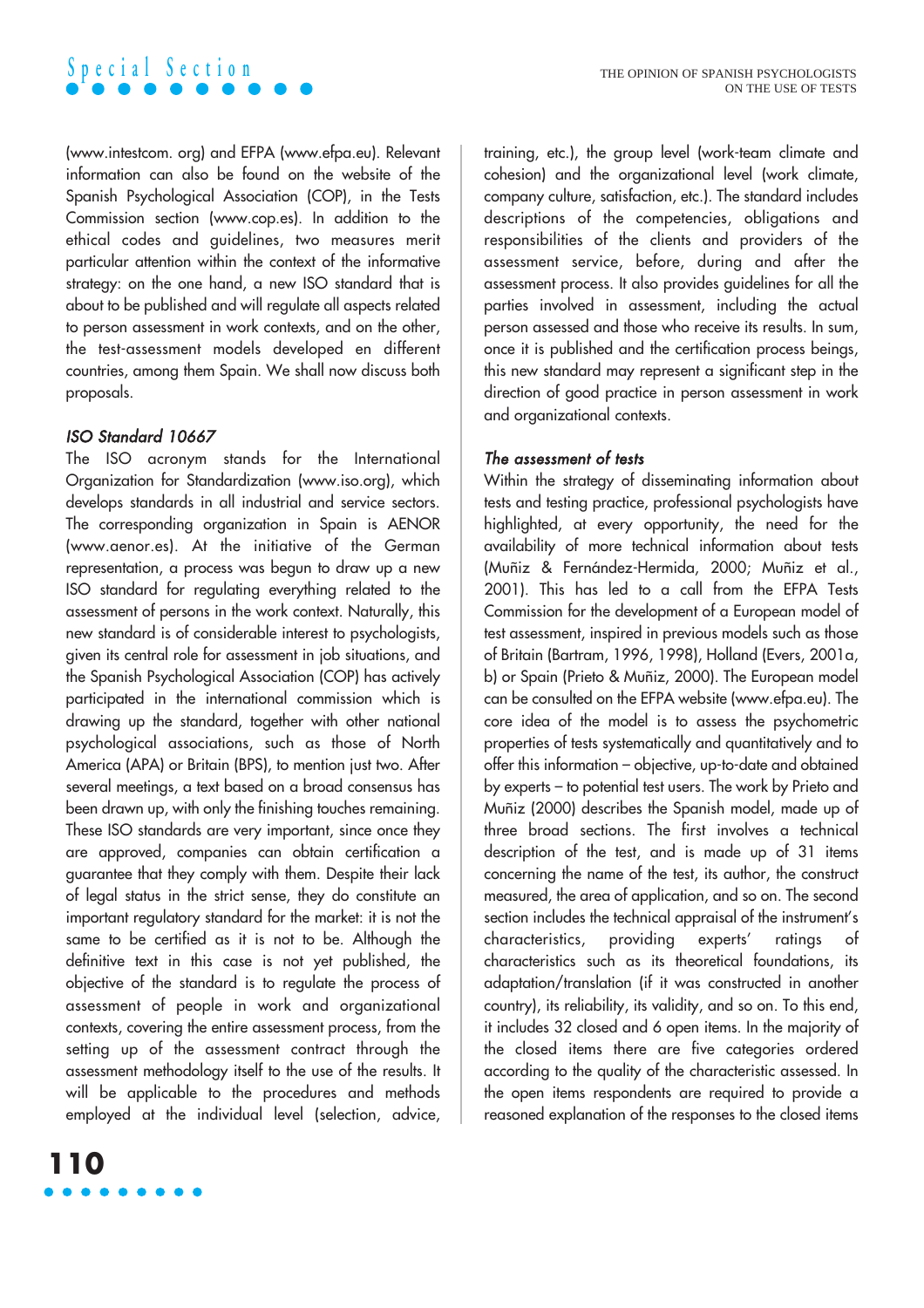(www.intestcom. org) and EFPA (www.efpa.eu). Relevant information can also be found on the website of the Spanish Psychological Association (COP), in the Tests Commission section (www.cop.es). In addition to the ethical codes and guidelines, two measures merit particular attention within the context of the informative strategy: on the one hand, a new ISO standard that is about to be published and will regulate all aspects related to person assessment in work contexts, and on the other, the test-assessment models developed en different countries, among them Spain. We shall now discuss both proposals.

### *ISO Standard 10667*

The ISO acronym stands for the International Organization for Standardization (www.iso.org), which develops standards in all industrial and service sectors. The corresponding organization in Spain is AENOR (www.aenor.es). At the initiative of the German representation, a process was begun to draw up a new ISO standard for regulating everything related to the assessment of persons in the work context. Naturally, this new standard is of considerable interest to psychologists, given its central role for assessment in job situations, and the Spanish Psychological Association (COP) has actively participated in the international commission which is drawing up the standard, together with other national psychological associations, such as those of North America (APA) or Britain (BPS), to mention just two. After several meetings, a text based on a broad consensus has been drawn up, with only the finishing touches remaining. These ISO standards are very important, since once they are approved, companies can obtain certification a guarantee that they comply with them. Despite their lack of legal status in the strict sense, they do constitute an important regulatory standard for the market: it is not the same to be certified as it is not to be. Although the definitive text in this case is not yet published, the objective of the standard is to regulate the process of assessment of people in work and organizational contexts, covering the entire assessment process, from the setting up of the assessment contract through the assessment methodology itself to the use of the results. It will be applicable to the procedures and methods employed at the individual level (selection, advice, training, etc.), the group level (work-team climate and cohesion) and the organizational level (work climate, company culture, satisfaction, etc.). The standard includes descriptions of the competencies, obligations and responsibilities of the clients and providers of the assessment service, before, during and after the assessment process. It also provides guidelines for all the parties involved in assessment, including the actual person assessed and those who receive its results. In sum, once it is published and the certification process beings, this new standard may represent a significant step in the direction of good practice in person assessment in work and organizational contexts.

### *The assessment of tests*

Within the strategy of disseminating information about tests and testing practice, professional psychologists have highlighted, at every opportunity, the need for the availability of more technical information about tests (Muñiz & Fernández-Hermida, 2000; Muñiz et al., 2001). This has led to a call from the EFPA Tests Commission for the development of a European model of test assessment, inspired in previous models such as those of Britain (Bartram, 1996, 1998), Holland (Evers, 2001a, b) or Spain (Prieto & Muñiz, 2000). The European model can be consulted on the EFPA website (www.efpa.eu). The core idea of the model is to assess the psychometric properties of tests systematically and quantitatively and to offer this information – objective, up-to-date and obtained by experts – to potential test users. The work by Prieto and Muñiz (2000) describes the Spanish model, made up of three broad sections. The first involves a technical description of the test, and is made up of 31 items concerning the name of the test, its author, the construct measured, the area of application, and so on. The second section includes the technical appraisal of the instrument's characteristics, providing experts' ratings of characteristics such as its theoretical foundations, its adaptation/translation (if it was constructed in another country), its reliability, its validity, and so on. To this end, it includes 32 closed and 6 open items. In the majority of the closed items there are five categories ordered according to the quality of the characteristic assessed. In the open items respondents are required to provide a reasoned explanation of the responses to the closed items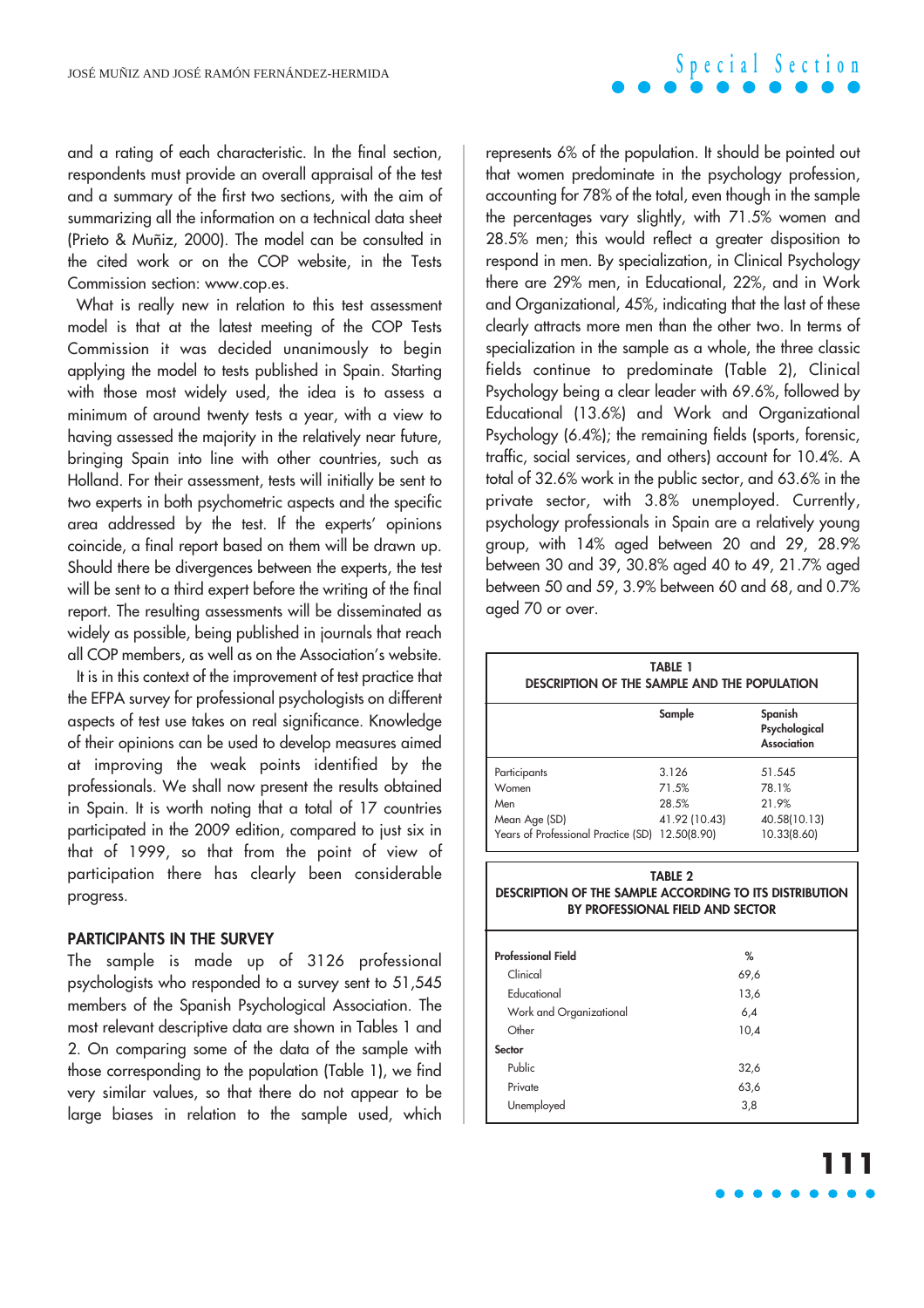and a rating of each characteristic. In the final section, respondents must provide an overall appraisal of the test and a summary of the first two sections, with the aim of summarizing all the information on a technical data sheet (Prieto & Muñiz, 2000). The model can be consulted in the cited work or on the COP website, in the Tests Commission section: www.cop.es.

What is really new in relation to this test assessment model is that at the latest meeting of the COP Tests Commission it was decided unanimously to begin applying the model to tests published in Spain. Starting with those most widely used, the idea is to assess a minimum of around twenty tests a year, with a view to having assessed the majority in the relatively near future, bringing Spain into line with other countries, such as Holland. For their assessment, tests will initially be sent to two experts in both psychometric aspects and the specific area addressed by the test. If the experts' opinions coincide, a final report based on them will be drawn up. Should there be divergences between the experts, the test will be sent to a third expert before the writing of the final report. The resulting assessments will be disseminated as widely as possible, being published in journals that reach all COP members, as well as on the Association's website.

It is in this context of the improvement of test practice that the EFPA survey for professional psychologists on different aspects of test use takes on real significance. Knowledge of their opinions can be used to develop measures aimed at improving the weak points identified by the professionals. We shall now present the results obtained in Spain. It is worth noting that a total of 17 countries participated in the 2009 edition, compared to just six in that of 1999, so that from the point of view of participation there has clearly been considerable progress.

## PARTICIPANTS IN THE SURVEY

The sample is made up of 3126 professional psychologists who responded to a survey sent to 51,545 members of the Spanish Psychological Association. The most relevant descriptive data are shown in Tables 1 and 2. On comparing some of the data of the sample with those corresponding to the population (Table 1), we find very similar values, so that there do not appear to be large biases in relation to the sample used, which represents 6% of the population. It should be pointed out that women predominate in the psychology profession, accounting for 78% of the total, even though in the sample the percentages vary slightly, with 71.5% women and 28.5% men; this would reflect a greater disposition to respond in men. By specialization, in Clinical Psychology there are 29% men, in Educational, 22%, and in Work and Organizational, 45%, indicating that the last of these clearly attracts more men than the other two. In terms of specialization in the sample as a whole, the three classic fields continue to predominate (Table 2), Clinical Psychology being a clear leader with 69.6%, followed by Educational (13.6%) and Work and Organizational Psychology (6.4%); the remaining fields (sports, forensic, traffic, social services, and others) account for 10.4%. A total of 32.6% work in the public sector, and 63.6% in the private sector, with 3.8% unemployed. Currently, psychology professionals in Spain are a relatively young group, with 14% aged between 20 and 29, 28.9% between 30 and 39, 30.8% aged 40 to 49, 21.7% aged between 50 and 59, 3.9% between 60 and 68, and 0.7% aged 70 or over.

**TABLE 1**
**DESCRIPTION OF THE SAMPLE AND THE POPULATION**

| | Sample | Spanish Psychological Association |
|---|---|---|
| Participants | 3.126 | 51.545 |
| Women | 71.5% | 78.1% |
| Men | 28.5% | 21.9% |
| Mean Age (SD) | 41.92 (10.43) | 40.58(10.13) |
| Years of Professional Practice (SD) | 12.50(8.90) | 10.33(8.60) |

**TABLE 2**
**DESCRIPTION OF THE SAMPLE ACCORDING TO ITS DISTRIBUTION BY PROFESSIONAL FIELD AND SECTOR**

| Professional Field | % |
|---|---|
| Clinical | 69,6 |
| Educational | 13,6 |
| Work and Organizational | 6,4 |
| Other | 10,4 |
| **Sector** | |
| Public | 32,6 |
| Private | 63,6 |
| Unemployed | 3,8 |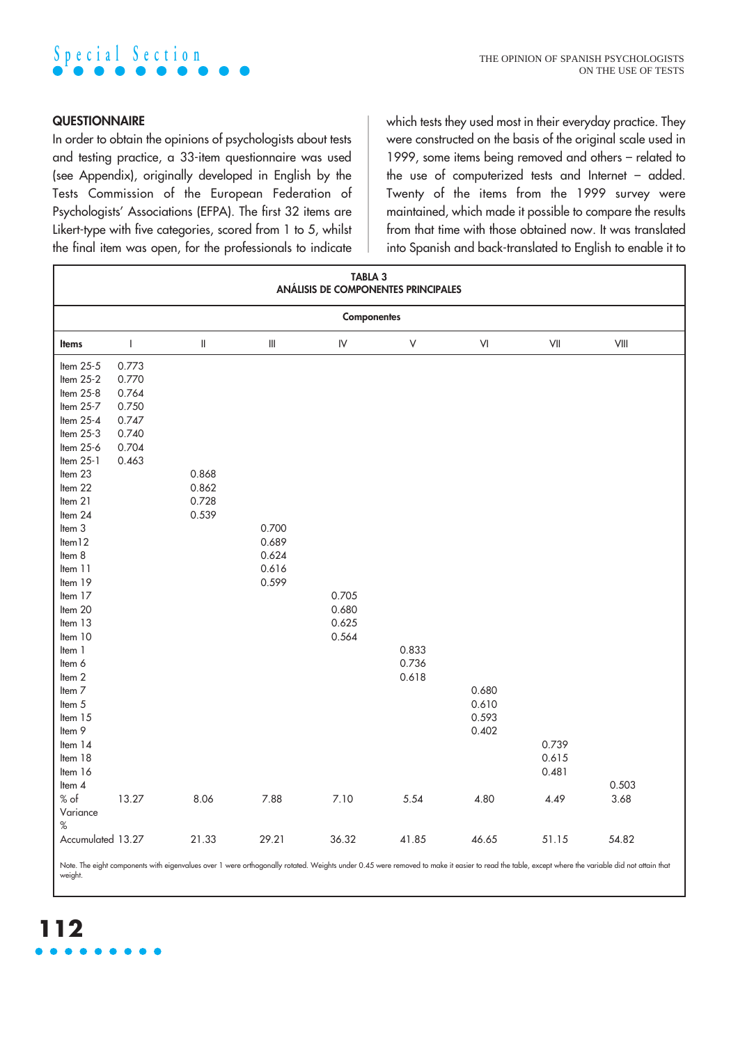### QUESTIONNAIRE

In order to obtain the opinions of psychologists about tests and testing practice, a 33-item questionnaire was used (see Appendix), originally developed in English by the Tests Commission of the European Federation of Psychologists' Associations (EFPA). The first 32 items are Likert-type with five categories, scored from 1 to 5, whilst the final item was open, for the professionals to indicate which tests they used most in their everyday practice. They were constructed on the basis of the original scale used in 1999, some items being removed and others – related to the use of computerized tests and Internet – added. Twenty of the items from the 1999 survey were maintained, which made it possible to compare the results from that time with those obtained now. It was translated into Spanish and back-translated to English to enable it to

**TABLA 3**
**ANÁLISIS DE COMPONENTES PRINCIPALES**

| Items | Componentes | | | | | | | |
|---|---|---|---|---|---|---|---|---|
| | I | II | III | IV | V | VI | VII | VIII |
| Item 25-5 | 0.773 | | | | | | | |
| Item 25-2 | 0.770 | | | | | | | |
| Item 25-8 | 0.764 | | | | | | | |
| Item 25-7 | 0.750 | | | | | | | |
| Item 25-4 | 0.747 | | | | | | | |
| Item 25-3 | 0.740 | | | | | | | |
| Item 25-6 | 0.704 | | | | | | | |
| Item 25-1 | 0.463 | | | | | | | |
| Item 23 | | 0.868 | | | | | | |
| Item 22 | | 0.862 | | | | | | |
| Item 21 | | 0.728 | | | | | | |
| Item 24 | | 0.539 | | | | | | |
| Item 3 | | | 0.700 | | | | | |
| Item12 | | | 0.689 | | | | | |
| Item 8 | | | 0.624 | | | | | |
| Item 11 | | | 0.616 | | | | | |
| Item 19 | | | 0.599 | | | | | |
| Item 17 | | | | 0.705 | | | | |
| Item 20 | | | | 0.680 | | | | |
| Item 13 | | | | 0.625 | | | | |
| Item 10 | | | | 0.564 | | | | |
| Item 1 | | | | | 0.833 | | | |
| Item 6 | | | | | 0.736 | | | |
| Item 2 | | | | | 0.618 | | | |
| Item 7 | | | | | | 0.680 | | |
| Item 5 | | | | | | 0.610 | | |
| Item 15 | | | | | | 0.593 | | |
| Item 9 | | | | | | 0.402 | | |
| Item 14 | | | | | | | 0.739 | |
| Item 18 | | | | | | | 0.615 | |
| Item 16 | | | | | | | 0.481 | |
| Item 4 | | | | | | | | 0.503 |
| % of Variance | 13.27 | 8.06 | 7.88 | 7.10 | 5.54 | 4.80 | 4.49 | 3.68 |
| % Accumulated | 13.27 | 21.33 | 29.21 | 36.32 | 41.85 | 46.65 | 51.15 | 54.82 |

Note. The eight components with eigenvalues over 1 were orthogonally rotated. Weights under 0.45 were removed to make it easier to read the table, except where the variable did not attain that weight.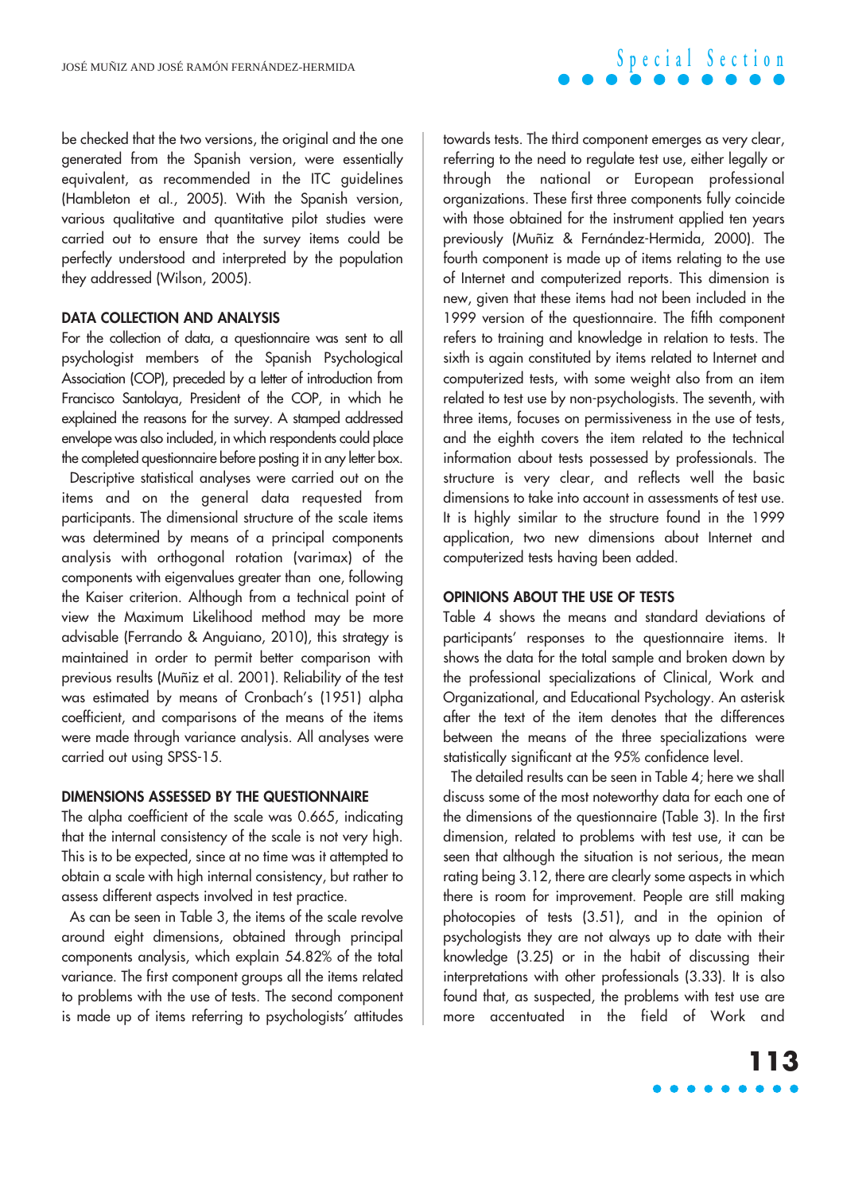be checked that the two versions, the original and the one generated from the Spanish version, were essentially equivalent, as recommended in the ITC guidelines (Hambleton et al., 2005). With the Spanish version, various qualitative and quantitative pilot studies were carried out to ensure that the survey items could be perfectly understood and interpreted by the population they addressed (Wilson, 2005).

### DATA COLLECTION AND ANALYSIS

For the collection of data, a questionnaire was sent to all psychologist members of the Spanish Psychological Association (COP), preceded by a letter of introduction from Francisco Santolaya, President of the COP, in which he explained the reasons for the survey. A stamped addressed envelope was also included, in which respondents could place the completed questionnaire before posting it in any letter box.

Descriptive statistical analyses were carried out on the items and on the general data requested from participants. The dimensional structure of the scale items was determined by means of a principal components analysis with orthogonal rotation (varimax) of the components with eigenvalues greater than one, following the Kaiser criterion. Although from a technical point of view the Maximum Likelihood method may be more advisable (Ferrando & Anguiano, 2010), this strategy is maintained in order to permit better comparison with previous results (Muñiz et al. 2001). Reliability of the test was estimated by means of Cronbach's (1951) alpha coefficient, and comparisons of the means of the items were made through variance analysis. All analyses were carried out using SPSS-15.

### DIMENSIONS ASSESSED BY THE QUESTIONNAIRE

The alpha coefficient of the scale was 0.665, indicating that the internal consistency of the scale is not very high. This is to be expected, since at no time was it attempted to obtain a scale with high internal consistency, but rather to assess different aspects involved in test practice.

As can be seen in Table 3, the items of the scale revolve around eight dimensions, obtained through principal components analysis, which explain 54.82% of the total variance. The first component groups all the items related to problems with the use of tests. The second component is made up of items referring to psychologists' attitudes towards tests. The third component emerges as very clear, referring to the need to regulate test use, either legally or through the national or European professional organizations. These first three components fully coincide with those obtained for the instrument applied ten years previously (Muñiz & Fernández-Hermida, 2000). The fourth component is made up of items relating to the use of Internet and computerized reports. This dimension is new, given that these items had not been included in the 1999 version of the questionnaire. The fifth component refers to training and knowledge in relation to tests. The sixth is again constituted by items related to Internet and computerized tests, with some weight also from an item related to test use by non-psychologists. The seventh, with three items, focuses on permissiveness in the use of tests, and the eighth covers the item related to the technical information about tests possessed by professionals. The structure is very clear, and reflects well the basic dimensions to take into account in assessments of test use. It is highly similar to the structure found in the 1999 application, two new dimensions about Internet and computerized tests having been added.

### OPINIONS ABOUT THE USE OF TESTS

Table 4 shows the means and standard deviations of participants' responses to the questionnaire items. It shows the data for the total sample and broken down by the professional specializations of Clinical, Work and Organizational, and Educational Psychology. An asterisk after the text of the item denotes that the differences between the means of the three specializations were statistically significant at the 95% confidence level.

The detailed results can be seen in Table 4; here we shall discuss some of the most noteworthy data for each one of the dimensions of the questionnaire (Table 3). In the first dimension, related to problems with test use, it can be seen that although the situation is not serious, the mean rating being 3.12, there are clearly some aspects in which there is room for improvement. People are still making photocopies of tests (3.51), and in the opinion of psychologists they are not always up to date with their knowledge (3.25) or in the habit of discussing their interpretations with other professionals (3.33). It is also found that, as suspected, the problems with test use are more accentuated in the field of Work and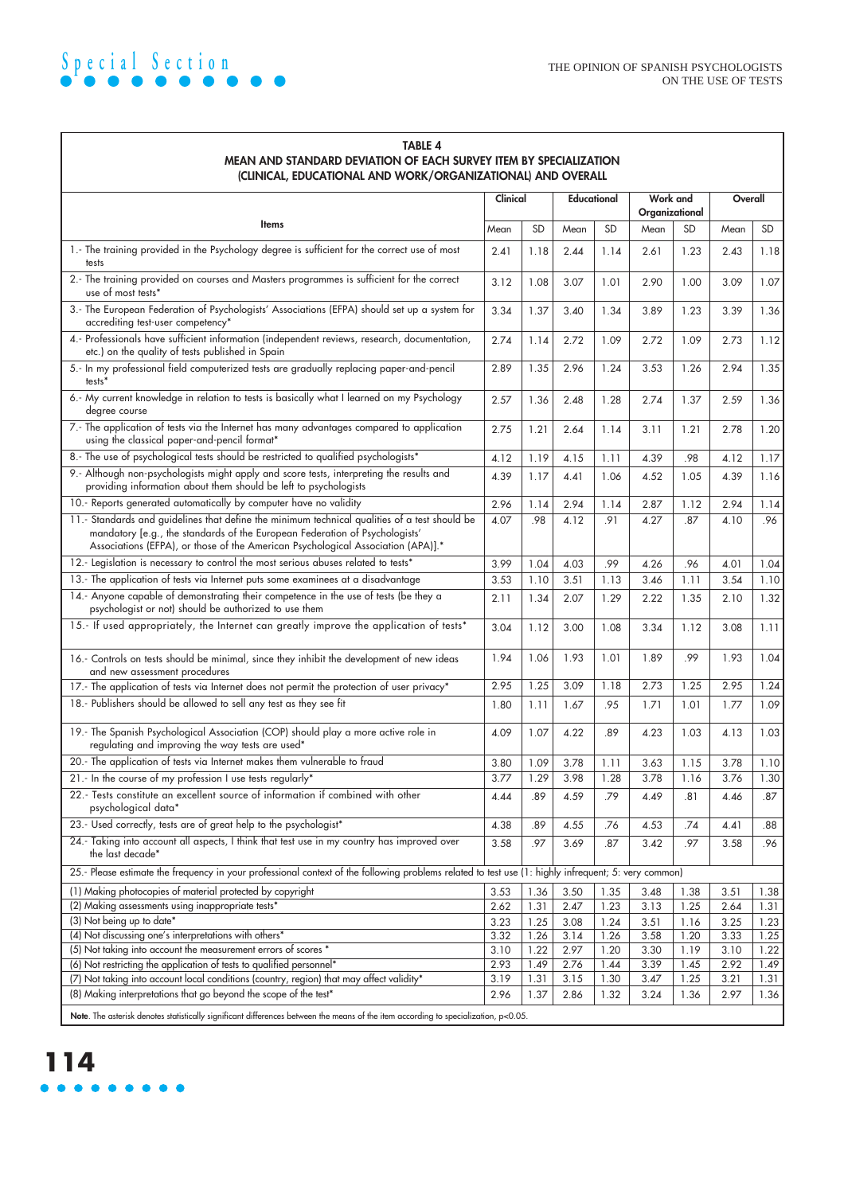**TABLE 4**
**MEAN AND STANDARD DEVIATION OF EACH SURVEY ITEM BY SPECIALIZATION (CLINICAL, EDUCATIONAL AND WORK/ORGANIZATIONAL) AND OVERALL**

| Items | Clinical | | Educational | | Work and Organizational | | Overall | |
|---|---|---|---|---|---|---|---|---|
| | Mean | SD | Mean | SD | Mean | SD | Mean | SD |
| 1.- The training provided in the Psychology degree is sufficient for the correct use of most tests | 2.41 | 1.18 | 2.44 | 1.14 | 2.61 | 1.23 | 2.43 | 1.18 |
| 2.- The training provided on courses and Masters programmes is sufficient for the correct use of most tests* | 3.12 | 1.08 | 3.07 | 1.01 | 2.90 | 1.00 | 3.09 | 1.07 |
| 3.- The European Federation of Psychologists' Associations (EFPA) should set up a system for accrediting test-user competency* | 3.34 | 1.37 | 3.40 | 1.34 | 3.89 | 1.23 | 3.39 | 1.36 |
| 4.- Professionals have sufficient information (independent reviews, research, documentation, etc.) on the quality of tests published in Spain | 2.74 | 1.14 | 2.72 | 1.09 | 2.72 | 1.09 | 2.73 | 1.12 |
| 5.- In my professional field computerized tests are gradually replacing paper-and-pencil tests* | 2.89 | 1.35 | 2.96 | 1.24 | 3.53 | 1.26 | 2.94 | 1.35 |
| 6.- My current knowledge in relation to tests is basically what I learned on my Psychology degree course | 2.57 | 1.36 | 2.48 | 1.28 | 2.74 | 1.37 | 2.59 | 1.36 |
| 7.- The application of tests via the Internet has many advantages compared to application using the classical paper-and-pencil format* | 2.75 | 1.21 | 2.64 | 1.14 | 3.11 | 1.21 | 2.78 | 1.20 |
| 8.- The use of psychological tests should be restricted to qualified psychologists* | 4.12 | 1.19 | 4.15 | 1.11 | 4.39 | .98 | 4.12 | 1.17 |
| 9.- Although non-psychologists might apply and score tests, interpreting the results and providing information about them should be left to psychologists | 4.39 | 1.17 | 4.41 | 1.06 | 4.52 | 1.05 | 4.39 | 1.16 |
| 10.- Reports generated automatically by computer have no validity | 2.96 | 1.14 | 2.94 | 1.14 | 2.87 | 1.12 | 2.94 | 1.14 |
| 11.- Standards and guidelines that define the minimum technical qualities of a test should be mandatory [e.g., the standards of the European Federation of Psychologists' Associations (EFPA), or those of the American Psychological Association (APA)].* | 4.07 | .98 | 4.12 | .91 | 4.27 | .87 | 4.10 | .96 |
| 12.- Legislation is necessary to control the most serious abuses related to tests* | 3.99 | 1.04 | 4.03 | .99 | 4.26 | .96 | 4.01 | 1.04 |
| 13.- The application of tests via Internet puts some examinees at a disadvantage | 3.53 | 1.10 | 3.51 | 1.13 | 3.46 | 1.11 | 3.54 | 1.10 |
| 14.- Anyone capable of demonstrating their competence in the use of tests (be they a psychologist or not) should be authorized to use them | 2.11 | 1.34 | 2.07 | 1.29 | 2.22 | 1.35 | 2.10 | 1.32 |
| 15.- If used appropriately, the Internet can greatly improve the application of tests* | 3.04 | 1.12 | 3.00 | 1.08 | 3.34 | 1.12 | 3.08 | 1.11 |
| 16.- Controls on tests should be minimal, since they inhibit the development of new ideas and new assessment procedures | 1.94 | 1.06 | 1.93 | 1.01 | 1.89 | .99 | 1.93 | 1.04 |
| 17.- The application of tests via Internet does not permit the protection of user privacy* | 2.95 | 1.25 | 3.09 | 1.18 | 2.73 | 1.25 | 2.95 | 1.24 |
| 18.- Publishers should be allowed to sell any test as they see fit | 1.80 | 1.11 | 1.67 | .95 | 1.71 | 1.01 | 1.77 | 1.09 |
| 19.- The Spanish Psychological Association (COP) should play a more active role in regulating and improving the way tests are used* | 4.09 | 1.07 | 4.22 | .89 | 4.23 | 1.03 | 4.13 | 1.03 |
| 20.- The application of tests via Internet makes them vulnerable to fraud | 3.80 | 1.09 | 3.78 | 1.11 | 3.63 | 1.15 | 3.78 | 1.10 |
| 21.- In the course of my profession I use tests regularly* | 3.77 | 1.29 | 3.98 | 1.28 | 3.78 | 1.16 | 3.76 | 1.30 |
| 22.- Tests constitute an excellent source of information if combined with other psychological data* | 4.44 | .89 | 4.59 | .79 | 4.49 | .81 | 4.46 | .87 |
| 23.- Used correctly, tests are of great help to the psychologist* | 4.38 | .89 | 4.55 | .76 | 4.53 | .74 | 4.41 | .88 |
| 24.- Taking into account all aspects, I think that test use in my country has improved over the last decade* | 3.58 | .97 | 3.69 | .87 | 3.42 | .97 | 3.58 | .96 |
| 25.- Please estimate the frequency in your professional context of the following problems related to test use (1: highly infrequent; 5: very common) | | | | | | | | |
| (1) Making photocopies of material protected by copyright | 3.53 | 1.36 | 3.50 | 1.35 | 3.48 | 1.38 | 3.51 | 1.38 |
| (2) Making assessments using inappropriate tests* | 2.62 | 1.31 | 2.47 | 1.23 | 3.13 | 1.25 | 2.64 | 1.31 |
| (3) Not being up to date* | 3.23 | 1.25 | 3.08 | 1.24 | 3.51 | 1.16 | 3.25 | 1.23 |
| (4) Not discussing one's interpretations with others* | 3.32 | 1.26 | 3.14 | 1.26 | 3.58 | 1.20 | 3.33 | 1.25 |
| (5) Not taking into account the measurement errors of scores * | 3.10 | 1.22 | 2.97 | 1.20 | 3.30 | 1.19 | 3.10 | 1.22 |
| (6) Not restricting the application of tests to qualified personnel* | 2.93 | 1.49 | 2.76 | 1.44 | 3.39 | 1.45 | 2.92 | 1.49 |
| (7) Not taking into account local conditions (country, region) that may affect validity* | 3.19 | 1.31 | 3.15 | 1.30 | 3.47 | 1.25 | 3.21 | 1.31 |
| (8) Making interpretations that go beyond the scope of the test* | 2.96 | 1.37 | 2.86 | 1.32 | 3.24 | 1.36 | 2.97 | 1.36 |

**Note.** The asterisk denotes statistically significant differences between the means of the item according to specialization, $p<0.05$.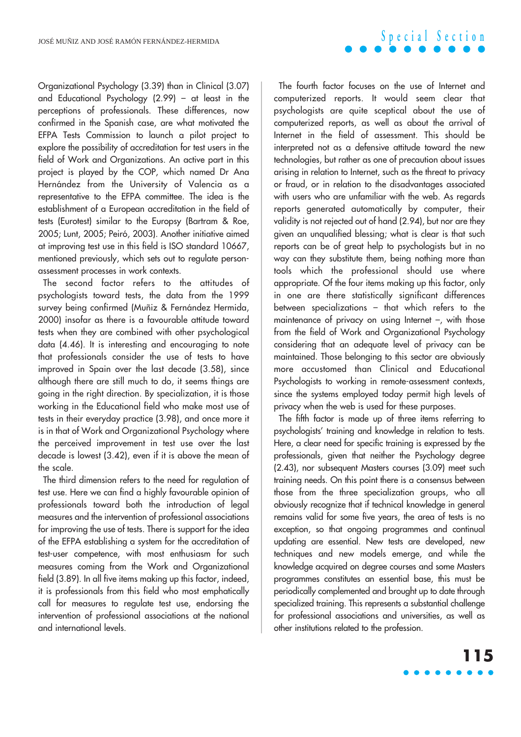Organizational Psychology (3.39) than in Clinical (3.07) and Educational Psychology (2.99) – at least in the perceptions of professionals. These differences, now confirmed in the Spanish case, are what motivated the EFPA Tests Commission to launch a pilot project to explore the possibility of accreditation for test users in the field of Work and Organizations. An active part in this project is played by the COP, which named Dr Ana Hernández from the University of Valencia as a representative to the EFPA committee. The idea is the establishment of a European accreditation in the field of tests (Eurotest) similar to the Europsy (Bartram & Roe, 2005; Lunt, 2005; Peiró, 2003). Another initiative aimed at improving test use in this field is ISO standard 10667, mentioned previously, which sets out to regulate person-assessment processes in work contexts.

The second factor refers to the attitudes of psychologists toward tests, the data from the 1999 survey being confirmed (Muñiz & Fernández Hermida, 2000) insofar as there is a favourable attitude toward tests when they are combined with other psychological data (4.46). It is interesting and encouraging to note that professionals consider the use of tests to have improved in Spain over the last decade (3.58), since although there are still much to do, it seems things are going in the right direction. By specialization, it is those working in the Educational field who make most use of tests in their everyday practice (3.98), and once more it is in that of Work and Organizational Psychology where the perceived improvement in test use over the last decade is lowest (3.42), even if it is above the mean of the scale.

The third dimension refers to the need for regulation of test use. Here we can find a highly favourable opinion of professionals toward both the introduction of legal measures and the intervention of professional associations for improving the use of tests. There is support for the idea of the EFPA establishing a system for the accreditation of test-user competence, with most enthusiasm for such measures coming from the Work and Organizational field (3.89). In all five items making up this factor, indeed, it is professionals from this field who most emphatically call for measures to regulate test use, endorsing the intervention of professional associations at the national and international levels.

The fourth factor focuses on the use of Internet and computerized reports. It would seem clear that psychologists are quite sceptical about the use of computerized reports, as well as about the arrival of Internet in the field of assessment. This should be interpreted not as a defensive attitude toward the new technologies, but rather as one of precaution about issues arising in relation to Internet, such as the threat to privacy or fraud, or in relation to the disadvantages associated with users who are unfamiliar with the web. As regards reports generated automatically by computer, their validity is not rejected out of hand (2.94), but nor are they given an unqualified blessing; what is clear is that such reports can be of great help to psychologists but in no way can they substitute them, being nothing more than tools which the professional should use where appropriate. Of the four items making up this factor, only in one are there statistically significant differences between specializations – that which refers to the maintenance of privacy on using Internet –, with those from the field of Work and Organizational Psychology considering that an adequate level of privacy can be maintained. Those belonging to this sector are obviously more accustomed than Clinical and Educational Psychologists to working in remote-assessment contexts, since the systems employed today permit high levels of privacy when the web is used for these purposes.

The fifth factor is made up of three items referring to psychologists' training and knowledge in relation to tests. Here, a clear need for specific training is expressed by the professionals, given that neither the Psychology degree (2.43), nor subsequent Masters courses (3.09) meet such training needs. On this point there is a consensus between those from the three specialization groups, who all obviously recognize that if technical knowledge in general remains valid for some five years, the area of tests is no exception, so that ongoing programmes and continual updating are essential. New tests are developed, new techniques and new models emerge, and while the knowledge acquired on degree courses and some Masters programmes constitutes an essential base, this must be periodically complemented and brought up to date through specialized training. This represents a substantial challenge for professional associations and universities, as well as other institutions related to the profession.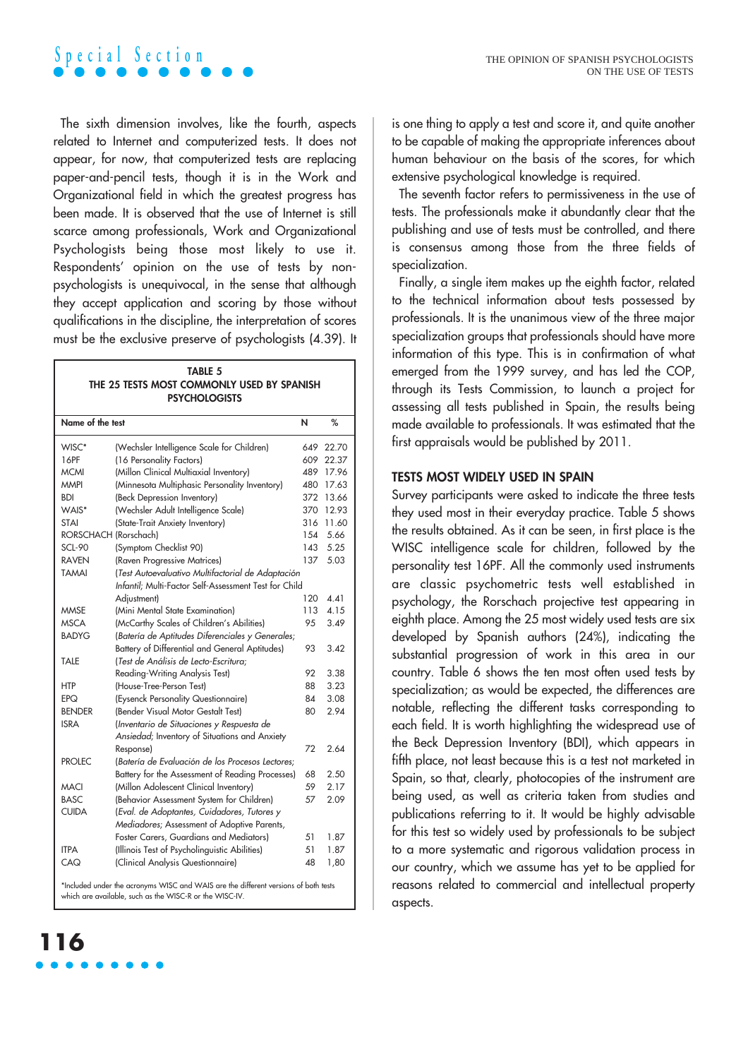The sixth dimension involves, like the fourth, aspects related to Internet and computerized tests. It does not appear, for now, that computerized tests are replacing paper-and-pencil tests, though it is in the Work and Organizational field in which the greatest progress has been made. It is observed that the use of Internet is still scarce among professionals, Work and Organizational Psychologists being those most likely to use it. Respondents' opinion on the use of tests by non-psychologists is unequivocal, in the sense that although they accept application and scoring by those without qualifications in the discipline, the interpretation of scores must be the exclusive preserve of psychologists (4.39). It is one thing to apply a test and score it, and quite another to be capable of making the appropriate inferences about human behaviour on the basis of the scores, for which extensive psychological knowledge is required.

**TABLE 5**
**THE 25 TESTS MOST COMMONLY USED BY SPANISH PSYCHOLOGISTS**

| Name of the test | | N | % |
|---|---|---|---|
| WISC* | (Wechsler Intelligence Scale for Children) | 649 | 22.70 |
| 16PF | (16 Personality Factors) | 609 | 22.37 |
| MCMI | (Millon Clinical Multiaxial Inventory) | 489 | 17.96 |
| MMPI | (Minnesota Multiphasic Personality Inventory) | 480 | 17.63 |
| BDI | (Beck Depression Inventory) | 372 | 13.66 |
| WAIS* | (Wechsler Adult Intelligence Scale) | 370 | 12.93 |
| STAI | (State-Trait Anxiety Inventory) | 316 | 11.60 |
| RORSCHACH | (Rorschach) | 154 | 5.66 |
| SCL-90 | (Symptom Checklist 90) | 143 | 5.25 |
| RAVEN | (Raven Progressive Matrices) | 137 | 5.03 |
| TAMAI | (*Test Autoevaluativo Multifactorial de Adaptación Infantil*; Multi-Factor Self-Assessment Test for Child Adjustment) | 120 | 4.41 |
| MMSE | (Mini Mental State Examination) | 113 | 4.15 |
| MSCA | (McCarthy Scales of Children's Abilities) | 95 | 3.49 |
| BADYG | (*Batería de Aptitudes Diferenciales y Generales*; Battery of Differential and General Aptitudes) | 93 | 3.42 |
| TALE | (*Test de Análisis de Lecto-Escritura*; Reading-Writing Analysis Test) | 92 | 3.38 |
| HTP | (House-Tree-Person Test) | 88 | 3.23 |
| EPQ | (Eysenck Personality Questionnaire) | 84 | 3.08 |
| BENDER | (Bender Visual Motor Gestalt Test) | 80 | 2.94 |
| ISRA | (*Inventario de Situaciones y Respuesta de Ansiedad*; Inventory of Situations and Anxiety Response) | 72 | 2.64 |
| PROLEC | (*Batería de Evaluación de los Procesos Lectores*; Battery for the Assessment of Reading Processes) | 68 | 2.50 |
| MACI | (Millon Adolescent Clinical Inventory) | 59 | 2.17 |
| BASC | (Behavior Assessment System for Children) | 57 | 2.09 |
| CUIDA | (*Eval. de Adoptantes, Cuidadores, Tutores y Mediadores*; Assessment of Adoptive Parents, Foster Carers, Guardians and Mediators) | 51 | 1.87 |
| ITPA | (Illinois Test of Psycholinguistic Abilities) | 51 | 1.87 |
| CAQ | (Clinical Analysis Questionnaire) | 48 | 1,80 |

*Included under the acronyms WISC and WAIS are the different versions of both tests which are available, such as the WISC-R or the WISC-IV.

The seventh factor refers to permissiveness in the use of tests. The professionals make it abundantly clear that the publishing and use of tests must be controlled, and there is consensus among those from the three fields of specialization.

Finally, a single item makes up the eighth factor, related to the technical information about tests possessed by professionals. It is the unanimous view of the three major specialization groups that professionals should have more information of this type. This is in confirmation of what emerged from the 1999 survey, and has led the COP, through its Tests Commission, to launch a project for assessing all tests published in Spain, the results being made available to professionals. It was estimated that the first appraisals would be published by 2011.

## TESTS MOST WIDELY USED IN SPAIN

Survey participants were asked to indicate the three tests they used most in their everyday practice. Table 5 shows the results obtained. As it can be seen, in first place is the WISC intelligence scale for children, followed by the personality test 16PF. All the commonly used instruments are classic psychometric tests well established in psychology, the Rorschach projective test appearing in eighth place. Among the 25 most widely used tests are six developed by Spanish authors (24%), indicating the substantial progression of work in this area in our country. Table 6 shows the ten most often used tests by specialization; as would be expected, the differences are notable, reflecting the different tasks corresponding to each field. It is worth highlighting the widespread use of the Beck Depression Inventory (BDI), which appears in fifth place, not least because this is a test not marketed in Spain, so that, clearly, photocopies of the instrument are being used, as well as criteria taken from studies and publications referring to it. It would be highly advisable for this test so widely used by professionals to be subject to a more systematic and rigorous validation process in our country, which we assume has yet to be applied for reasons related to commercial and intellectual property aspects.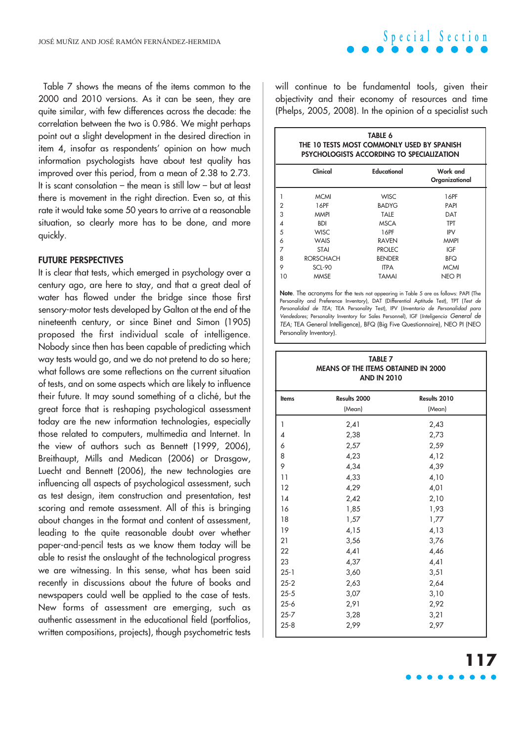Table 7 shows the means of the items common to the 2000 and 2010 versions. As it can be seen, they are quite similar, with few differences across the decade: the correlation between the two is 0.986. We might perhaps point out a slight development in the desired direction in item 4, insofar as respondents' opinion on how much information psychologists have about test quality has improved over this period, from a mean of 2.38 to 2.73. It is scant consolation – the mean is still low – but at least there is movement in the right direction. Even so, at this rate it would take some 50 years to arrive at a reasonable situation, so clearly more has to be done, and more quickly.

## FUTURE PERSPECTIVES

It is clear that tests, which emerged in psychology over a century ago, are here to stay, and that a great deal of water has flowed under the bridge since those first sensory-motor tests developed by Galton at the end of the nineteenth century, or since Binet and Simon (1905) proposed the first individual scale of intelligence. Nobody since then has been capable of predicting which way tests would go, and we do not pretend to do so here; what follows are some reflections on the current situation of tests, and on some aspects which are likely to influence their future. It may sound something of a cliché, but the great force that is reshaping psychological assessment today are the new information technologies, especially those related to computers, multimedia and Internet. In the view of authors such as Bennett (1999, 2006), Breithaupt, Mills and Medican (2006) or Drasgow, Luecht and Bennett (2006), the new technologies are influencing all aspects of psychological assessment, such as test design, item construction and presentation, test scoring and remote assessment. All of this is bringing about changes in the format and content of assessment, leading to the quite reasonable doubt over whether paper-and-pencil tests as we know them today will be able to resist the onslaught of the technological progress we are witnessing. In this sense, what has been said recently in discussions about the future of books and newspapers could well be applied to the case of tests. New forms of assessment are emerging, such as authentic assessment in the educational field (portfolios, written compositions, projects), though psychometric tests will continue to be fundamental tools, given their objectivity and their economy of resources and time (Phelps, 2005, 2008). In the opinion of a specialist such

**TABLE 6**
**THE 10 TESTS MOST COMMONLY USED BY SPANISH PSYCHOLOGISTS ACCORDING TO SPECIALIZATION**

| | Clinical | Educational | Work and Organizational |
|---|---|---|---|
| 1 | MCMI | WISC | 16PF |
| 2 | 16PF | BADYG | PAPI |
| 3 | MMPI | TALE | DAT |
| 4 | BDI | MSCA | TPT |
| 5 | WISC | 16PF | IPV |
| 6 | WAIS | RAVEN | MMPI |
| 7 | STAI | PROLEC | IGF |
| 8 | RORSCHACH | BENDER | BFQ |
| 9 | SCL-90 | ITPA | MCMI |
| 10 | MMSE | TAMAI | NEO PI |

**Note**. The acronyms for the tests not appearing in Table 5 are as follows: PAPI (The Personality and Preference Inventory), DAT (Differential Aptitude Test), TPT (*Test de Personalidad de TEA*; TEA Personality Test), IPV (*Inventario de Personalidad para Vendedores*; Personality Inventory for Sales Personnel), IGF (*Inteligencia General de TEA*; TEA General Intelligence), BFQ (Big Five Questionnaire), NEO PI (NEO Personality Inventory).

**TABLE 7**
**MEANS OF THE ITEMS OBTAINED IN 2000 AND IN 2010**

| Items | Results 2000 (Mean) | Results 2010 (Mean) |
|---|---|---|
| 1 | 2,41 | 2,43 |
| 4 | 2,38 | 2,73 |
| 6 | 2,57 | 2,59 |
| 8 | 4,23 | 4,12 |
| 9 | 4,34 | 4,39 |
| 11 | 4,33 | 4,10 |
| 12 | 4,29 | 4,01 |
| 14 | 2,42 | 2,10 |
| 16 | 1,85 | 1,93 |
| 18 | 1,57 | 1,77 |
| 19 | 4,15 | 4,13 |
| 21 | 3,56 | 3,76 |
| 22 | 4,41 | 4,46 |
| 23 | 4,37 | 4,41 |
| 25-1 | 3,60 | 3,51 |
| 25-2 | 2,63 | 2,64 |
| 25-5 | 3,07 | 3,10 |
| 25-6 | 2,91 | 2,92 |
| 25-7 | 3,28 | 3,21 |
| 25-8 | 2,99 | 2,97 |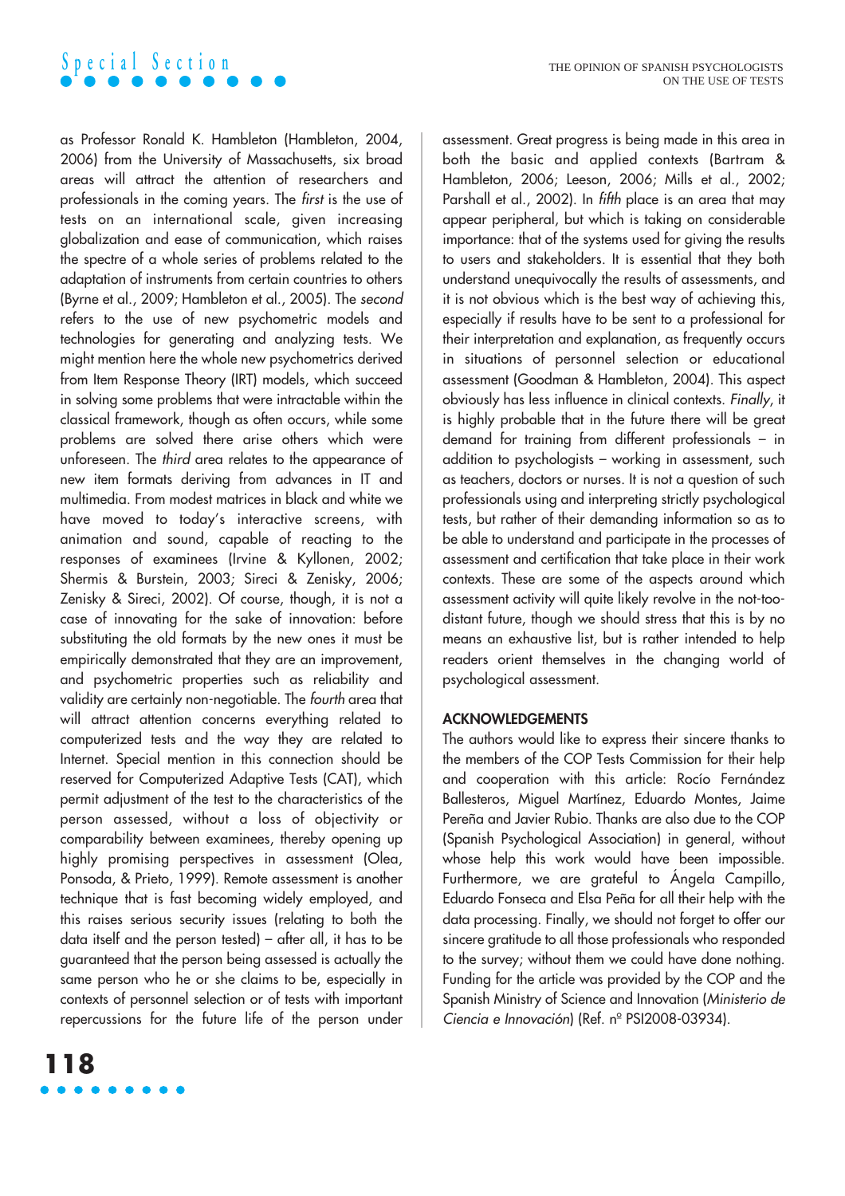as Professor Ronald K. Hambleton (Hambleton, 2004, 2006) from the University of Massachusetts, six broad areas will attract the attention of researchers and professionals in the coming years. The *first* is the use of tests on an international scale, given increasing globalization and ease of communication, which raises the spectre of a whole series of problems related to the adaptation of instruments from certain countries to others (Byrne et al., 2009; Hambleton et al., 2005). The *second* refers to the use of new psychometric models and technologies for generating and analyzing tests. We might mention here the whole new psychometrics derived from Item Response Theory (IRT) models, which succeed in solving some problems that were intractable within the classical framework, though as often occurs, while some problems are solved there arise others which were unforeseen. The *third* area relates to the appearance of new item formats deriving from advances in IT and multimedia. From modest matrices in black and white we have moved to today's interactive screens, with animation and sound, capable of reacting to the responses of examinees (Irvine & Kyllonen, 2002; Shermis & Burstein, 2003; Sireci & Zenisky, 2006; Zenisky & Sireci, 2002). Of course, though, it is not a case of innovating for the sake of innovation: before substituting the old formats by the new ones it must be empirically demonstrated that they are an improvement, and psychometric properties such as reliability and validity are certainly non-negotiable. The *fourth* area that will attract attention concerns everything related to computerized tests and the way they are related to Internet. Special mention in this connection should be reserved for Computerized Adaptive Tests (CAT), which permit adjustment of the test to the characteristics of the person assessed, without a loss of objectivity or comparability between examinees, thereby opening up highly promising perspectives in assessment (Olea, Ponsoda, & Prieto, 1999). Remote assessment is another technique that is fast becoming widely employed, and this raises serious security issues (relating to both the data itself and the person tested) – after all, it has to be guaranteed that the person being assessed is actually the same person who he or she claims to be, especially in contexts of personnel selection or of tests with important repercussions for the future life of the person under assessment. Great progress is being made in this area in both the basic and applied contexts (Bartram & Hambleton, 2006; Leeson, 2006; Mills et al., 2002; Parshall et al., 2002). In *fifth* place is an area that may appear peripheral, but which is taking on considerable importance: that of the systems used for giving the results to users and stakeholders. It is essential that they both understand unequivocally the results of assessments, and it is not obvious which is the best way of achieving this, especially if results have to be sent to a professional for their interpretation and explanation, as frequently occurs in situations of personnel selection or educational assessment (Goodman & Hambleton, 2004). This aspect obviously has less influence in clinical contexts. *Finally*, it is highly probable that in the future there will be great demand for training from different professionals – in addition to psychologists – working in assessment, such as teachers, doctors or nurses. It is not a question of such professionals using and interpreting strictly psychological tests, but rather of their demanding information so as to be able to understand and participate in the processes of assessment and certification that take place in their work contexts. These are some of the aspects around which assessment activity will quite likely revolve in the not-too-distant future, though we should stress that this is by no means an exhaustive list, but is rather intended to help readers orient themselves in the changing world of psychological assessment.

## ACKNOWLEDGEMENTS

The authors would like to express their sincere thanks to the members of the COP Tests Commission for their help and cooperation with this article: Rocío Fernández Ballesteros, Miguel Martínez, Eduardo Montes, Jaime Pereña and Javier Rubio. Thanks are also due to the COP (Spanish Psychological Association) in general, without whose help this work would have been impossible. Furthermore, we are grateful to Ángela Campillo, Eduardo Fonseca and Elsa Peña for all their help with the data processing. Finally, we should not forget to offer our sincere gratitude to all those professionals who responded to the survey; without them we could have done nothing. Funding for the article was provided by the COP and the Spanish Ministry of Science and Innovation (*Ministerio de Ciencia e Innovación*) (Ref. nº PSI2008-03934).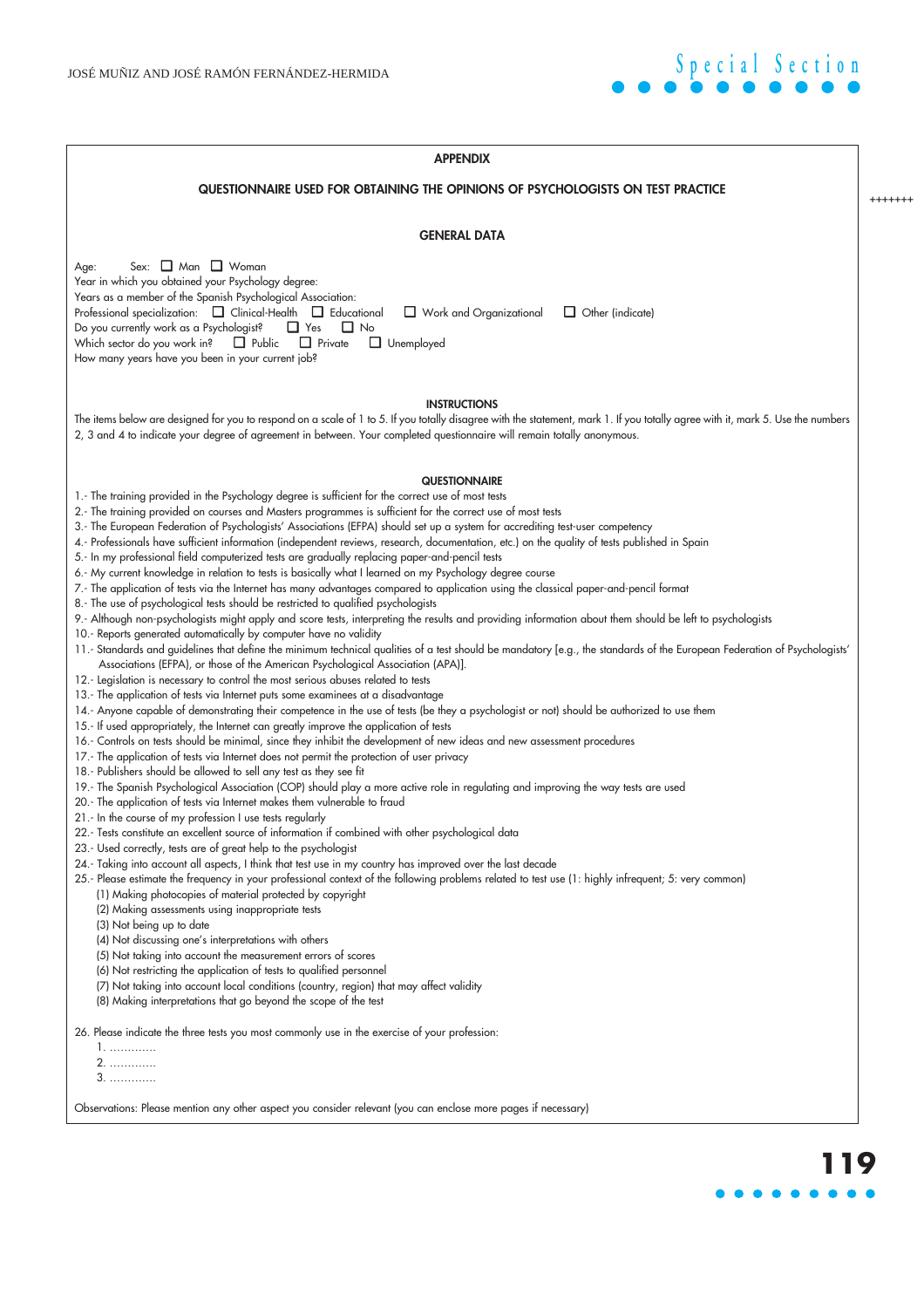## APPENDIX

## QUESTIONNAIRE USED FOR OBTAINING THE OPINIONS OF PSYCHOLOGISTS ON TEST PRACTICE

### GENERAL DATA

Age: Sex: ☐ Man ☐ Woman
Year in which you obtained your Psychology degree:
Years as a member of the Spanish Psychological Association:
Professional specialization: ☐ Clinical-Health ☐ Educational ☐ Work and Organizational ☐ Other (indicate)
Do you currently work as a Psychologist? ☐ Yes ☐ No
Which sector do you work in? ☐ Public ☐ Private ☐ Unemployed
How many years have you been in your current job?

### INSTRUCTIONS

The items below are designed for you to respond on a scale of 1 to 5. If you totally disagree with the statement, mark 1. If you totally agree with it, mark 5. Use the numbers 2, 3 and 4 to indicate your degree of agreement in between. Your completed questionnaire will remain totally anonymous.

### QUESTIONNAIRE

1.- The training provided in the Psychology degree is sufficient for the correct use of most tests
2.- The training provided on courses and Masters programmes is sufficient for the correct use of most tests
3.- The European Federation of Psychologists' Associations (EFPA) should set up a system for accrediting test-user competency
4.- Professionals have sufficient information (independent reviews, research, documentation, etc.) on the quality of tests published in Spain
5.- In my professional field computerized tests are gradually replacing paper-and-pencil tests
6.- My current knowledge in relation to tests is basically what I learned on my Psychology degree course
7.- The application of tests via the Internet has many advantages compared to application using the classical paper-and-pencil format
8.- The use of psychological tests should be restricted to qualified psychologists
9.- Although non-psychologists might apply and score tests, interpreting the results and providing information about them should be left to psychologists
10.- Reports generated automatically by computer have no validity
11.- Standards and guidelines that define the minimum technical qualities of a test should be mandatory [e.g., the standards of the European Federation of Psychologists' Associations (EFPA), or those of the American Psychological Association (APA)].
12.- Legislation is necessary to control the most serious abuses related to tests
13.- The application of tests via Internet puts some examinees at a disadvantage
14.- Anyone capable of demonstrating their competence in the use of tests (be they a psychologist or not) should be authorized to use them
15.- If used appropriately, the Internet can greatly improve the application of tests
16.- Controls on tests should be minimal, since they inhibit the development of new ideas and new assessment procedures
17.- The application of tests via Internet does not permit the protection of user privacy
18.- Publishers should be allowed to sell any test as they see fit
19.- The Spanish Psychological Association (COP) should play a more active role in regulating and improving the way tests are used
20.- The application of tests via Internet makes them vulnerable to fraud
21.- In the course of my profession I use tests regularly
22.- Tests constitute an excellent source of information if combined with other psychological data
23.- Used correctly, tests are of great help to the psychologist
24.- Taking into account all aspects, I think that test use in my country has improved over the last decade
25.- Please estimate the frequency in your professional context of the following problems related to test use (1: highly infrequent; 5: very common)
  (1) Making photocopies of material protected by copyright
  (2) Making assessments using inappropriate tests
  (3) Not being up to date
  (4) Not discussing one's interpretations with others
  (5) Not taking into account the measurement errors of scores
  (6) Not restricting the application of tests to qualified personnel
  (7) Not taking into account local conditions (country, region) that may affect validity
  (8) Making interpretations that go beyond the scope of the test

26. Please indicate the three tests you most commonly use in the exercise of your profession:
  1. ............
  2. ............
  3. ............

Observations: Please mention any other aspect you consider relevant (you can enclose more pages if necessary)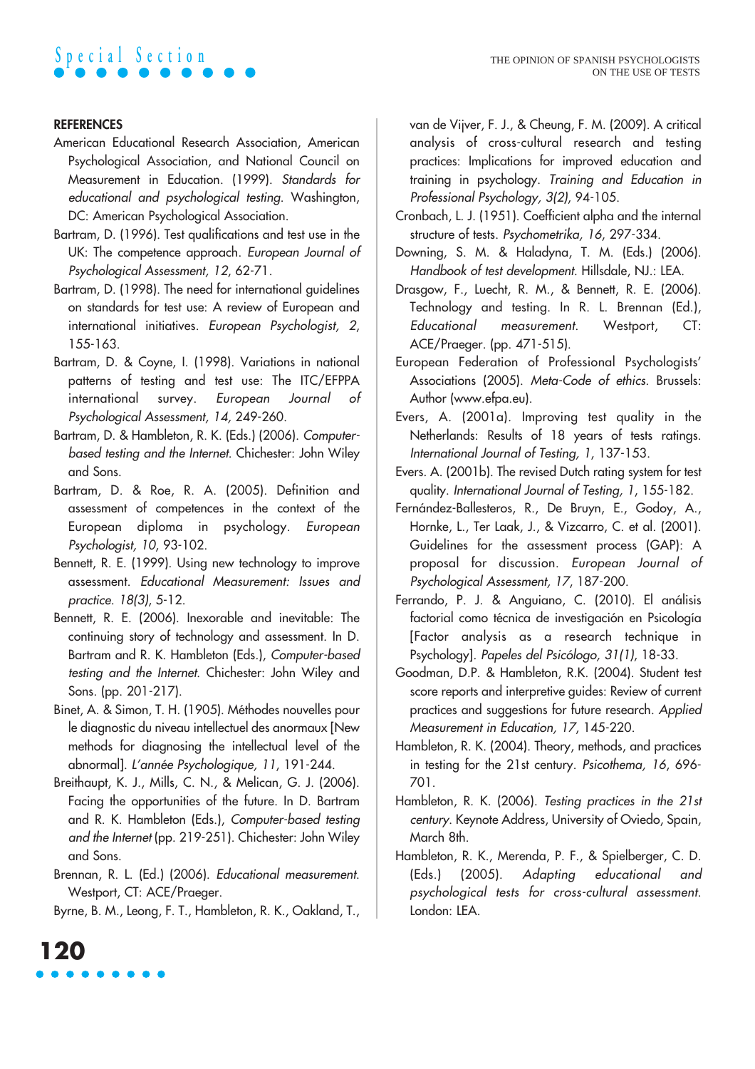## REFERENCES

American Educational Research Association, American Psychological Association, and National Council on Measurement in Education. (1999). *Standards for educational and psychological testing.* Washington, DC: American Psychological Association.

Bartram, D. (1996). Test qualifications and test use in the UK: The competence approach. *European Journal of Psychological Assessment, 12*, 62-71.

Bartram, D. (1998). The need for international guidelines on standards for test use: A review of European and international initiatives. *European Psychologist, 2*, 155-163.

Bartram, D. & Coyne, I. (1998). Variations in national patterns of testing and test use: The ITC/EFPPA international survey. *European Journal of Psychological Assessment, 14*, 249-260.

Bartram, D. & Hambleton, R. K. (Eds.) (2006). *Computer-based testing and the Internet.* Chichester: John Wiley and Sons.

Bartram, D. & Roe, R. A. (2005). Definition and assessment of competences in the context of the European diploma in psychology. *European Psychologist, 10*, 93-102.

Bennett, R. E. (1999). Using new technology to improve assessment. *Educational Measurement: Issues and practice. 18(3)*, 5-12.

Bennett, R. E. (2006). Inexorable and inevitable: The continuing story of technology and assessment. In D. Bartram and R. K. Hambleton (Eds.), *Computer-based testing and the Internet.* Chichester: John Wiley and Sons. (pp. 201-217).

Binet, A. & Simon, T. H. (1905). Méthodes nouvelles pour le diagnostic du niveau intellectuel des anormaux [New methods for diagnosing the intellectual level of the abnormal]. *L'année Psychologique, 11*, 191-244.

Breithaupt, K. J., Mills, C. N., & Melican, G. J. (2006). Facing the opportunities of the future. In D. Bartram and R. K. Hambleton (Eds.), *Computer-based testing and the Internet* (pp. 219-251). Chichester: John Wiley and Sons.

Brennan, R. L. (Ed.) (2006). *Educational measurement.* Westport, CT: ACE/Praeger.

Byrne, B. M., Leong, F. T., Hambleton, R. K., Oakland, T., van de Vijver, F. J., & Cheung, F. M. (2009). A critical analysis of cross-cultural research and testing practices: Implications for improved education and training in psychology. *Training and Education in Professional Psychology, 3(2)*, 94-105.

Cronbach, L. J. (1951). Coefficient alpha and the internal structure of tests. *Psychometrika, 16*, 297-334.

Downing, S. M. & Haladyna, T. M. (Eds.) (2006). *Handbook of test development.* Hillsdale, NJ.: LEA.

Drasgow, F., Luecht, R. M., & Bennett, R. E. (2006). Technology and testing. In R. L. Brennan (Ed.), *Educational measurement.* Westport, CT: ACE/Praeger. (pp. 471-515).

European Federation of Professional Psychologists' Associations (2005). *Meta-Code of ethics.* Brussels: Author (www.efpa.eu).

Evers, A. (2001a). Improving test quality in the Netherlands: Results of 18 years of tests ratings. *International Journal of Testing, 1*, 137-153.

Evers. A. (2001b). The revised Dutch rating system for test quality. *International Journal of Testing, 1*, 155-182.

Fernández-Ballesteros, R., De Bruyn, E., Godoy, A., Hornke, L., Ter Laak, J., & Vizcarro, C. et al. (2001). Guidelines for the assessment process (GAP): A proposal for discussion. *European Journal of Psychological Assessment, 17*, 187-200.

Ferrando, P. J. & Anguiano, C. (2010). El análisis factorial como técnica de investigación en Psicología [Factor analysis as a research technique in Psychology]. *Papeles del Psicólogo, 31(1)*, 18-33.

Goodman, D.P. & Hambleton, R.K. (2004). Student test score reports and interpretive guides: Review of current practices and suggestions for future research. *Applied Measurement in Education, 17*, 145-220.

Hambleton, R. K. (2004). Theory, methods, and practices in testing for the 21st century. *Psicothema, 16*, 696-701.

Hambleton, R. K. (2006). *Testing practices in the 21st century.* Keynote Address, University of Oviedo, Spain, March 8th.

Hambleton, R. K., Merenda, P. F., & Spielberger, C. D. (Eds.) (2005). *Adapting educational and psychological tests for cross-cultural assessment.* London: LEA.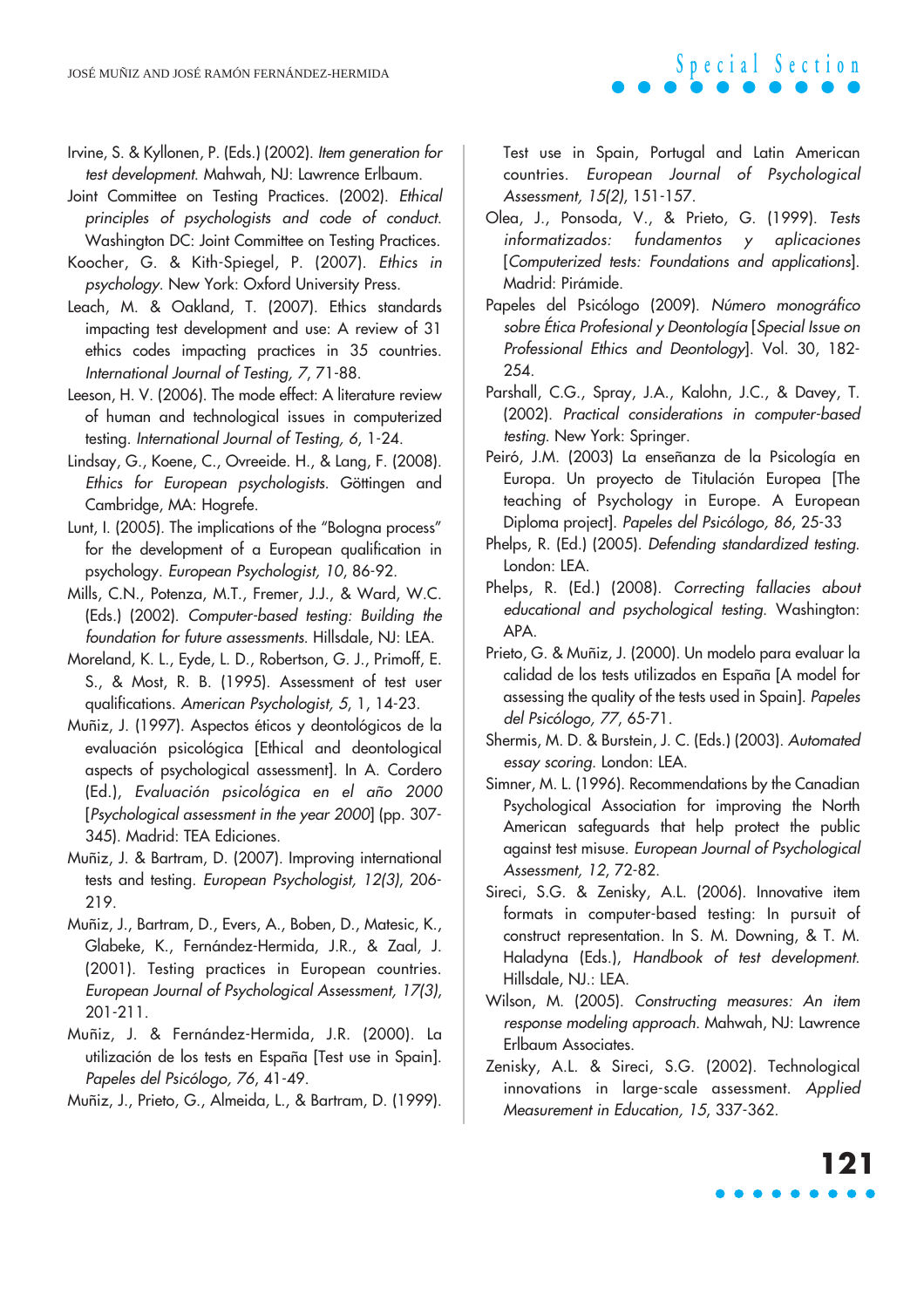Irvine, S. & Kyllonen, P. (Eds.) (2002). *Item generation for test development*. Mahwah, NJ: Lawrence Erlbaum.

Joint Committee on Testing Practices. (2002). *Ethical principles of psychologists and code of conduct*. Washington DC: Joint Committee on Testing Practices.

Koocher, G. & Kith-Spiegel, P. (2007). *Ethics in psychology*. New York: Oxford University Press.

Leach, M. & Oakland, T. (2007). Ethics standards impacting test development and use: A review of 31 ethics codes impacting practices in 35 countries. *International Journal of Testing, 7*, 71-88.

Leeson, H. V. (2006). The mode effect: A literature review of human and technological issues in computerized testing. *International Journal of Testing, 6*, 1-24.

Lindsay, G., Koene, C., Ovreeide. H., & Lang, F. (2008). *Ethics for European psychologists*. Göttingen and Cambridge, MA: Hogrefe.

Lunt, I. (2005). The implications of the "Bologna process" for the development of a European qualification in psychology. *European Psychologist, 10*, 86-92.

Mills, C.N., Potenza, M.T., Fremer, J.J., & Ward, W.C. (Eds.) (2002). *Computer-based testing: Building the foundation for future assessments*. Hillsdale, NJ: LEA.

Moreland, K. L., Eyde, L. D., Robertson, G. J., Primoff, E. S., & Most, R. B. (1995). Assessment of test user qualifications. *American Psychologist, 5*, 1, 14-23.

Muñiz, J. (1997). Aspectos éticos y deontológicos de la evaluación psicológica [Ethical and deontological aspects of psychological assessment]. In A. Cordero (Ed.), *Evaluación psicológica en el año 2000* [*Psychological assessment in the year 2000*] (pp. 307-345). Madrid: TEA Ediciones.

Muñiz, J. & Bartram, D. (2007). Improving international tests and testing. *European Psychologist, 12(3)*, 206-219.

Muñiz, J., Bartram, D., Evers, A., Boben, D., Matesic, K., Glabeke, K., Fernández-Hermida, J.R., & Zaal, J. (2001). Testing practices in European countries. *European Journal of Psychological Assessment, 17(3)*, 201-211.

Muñiz, J. & Fernández-Hermida, J.R. (2000). La utilización de los tests en España [Test use in Spain]. *Papeles del Psicólogo, 76*, 41-49.

Muñiz, J., Prieto, G., Almeida, L., & Bartram, D. (1999). Test use in Spain, Portugal and Latin American countries. *European Journal of Psychological Assessment, 15(2)*, 151-157.

Olea, J., Ponsoda, V., & Prieto, G. (1999). *Tests informatizados: fundamentos y aplicaciones* [*Computerized tests: Foundations and applications*]. Madrid: Pirámide.

Papeles del Psicólogo (2009). *Número monográfico sobre Ética Profesional y Deontología* [*Special Issue on Professional Ethics and Deontology*]. Vol. 30, 182-254.

Parshall, C.G., Spray, J.A., Kalohn, J.C., & Davey, T. (2002). *Practical considerations in computer-based testing*. New York: Springer.

Peiró, J.M. (2003) La enseñanza de la Psicología en Europa. Un proyecto de Titulación Europea [The teaching of Psychology in Europe. A European Diploma project]. *Papeles del Psicólogo, 86*, 25-33

Phelps, R. (Ed.) (2005). *Defending standardized testing*. London: LEA.

Phelps, R. (Ed.) (2008). *Correcting fallacies about educational and psychological testing*. Washington: APA.

Prieto, G. & Muñiz, J. (2000). Un modelo para evaluar la calidad de los tests utilizados en España [A model for assessing the quality of the tests used in Spain]. *Papeles del Psicólogo, 77*, 65-71.

Shermis, M. D. & Burstein, J. C. (Eds.) (2003). *Automated essay scoring*. London: LEA.

Simner, M. L. (1996). Recommendations by the Canadian Psychological Association for improving the North American safeguards that help protect the public against test misuse. *European Journal of Psychological Assessment, 12*, 72-82.

Sireci, S.G. & Zenisky, A.L. (2006). Innovative item formats in computer-based testing: In pursuit of construct representation. In S. M. Downing, & T. M. Haladyna (Eds.), *Handbook of test development*. Hillsdale, NJ.: LEA.

Wilson, M. (2005). *Constructing measures: An item response modeling approach*. Mahwah, NJ: Lawrence Erlbaum Associates.

Zenisky, A.L. & Sireci, S.G. (2002). Technological innovations in large-scale assessment. *Applied Measurement in Education, 15*, 337-362.